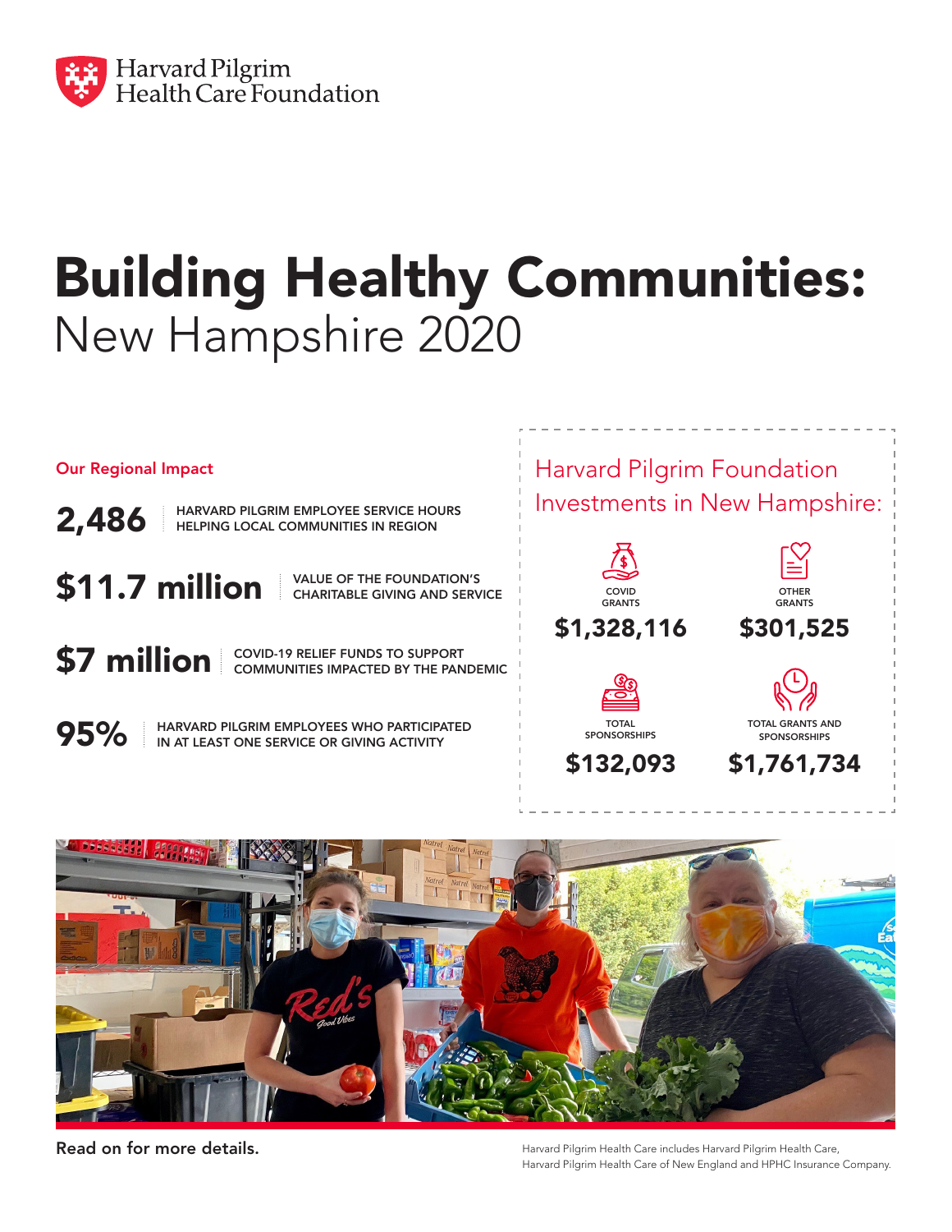Harvard Pilgrim Health Care Foundation

# Building Healthy Communities:
## New Hampshire 2020

### Our Regional Impact

**2,486** HARVARD PILGRIM EMPLOYEE SERVICE HOURS HELPING LOCAL COMMUNITIES IN REGION

**$11.7 million** VALUE OF THE FOUNDATION'S CHARITABLE GIVING AND SERVICE

**$7 million** COVID-19 RELIEF FUNDS TO SUPPORT COMMUNITIES IMPACTED BY THE PANDEMIC

**95%** HARVARD PILGRIM EMPLOYEES WHO PARTICIPATED IN AT LEAST ONE SERVICE OR GIVING ACTIVITY

### Harvard Pilgrim Foundation Investments in New Hampshire:

COVID GRANTS
**$1,328,116**

OTHER GRANTS
**$301,525**

TOTAL SPONSORSHIPS
**$132,093**

TOTAL GRANTS AND SPONSORSHIPS
**$1,761,734**

**Read on for more details.**

Harvard Pilgrim Health Care includes Harvard Pilgrim Health Care, Harvard Pilgrim Health Care of New England and HPHC Insurance Company.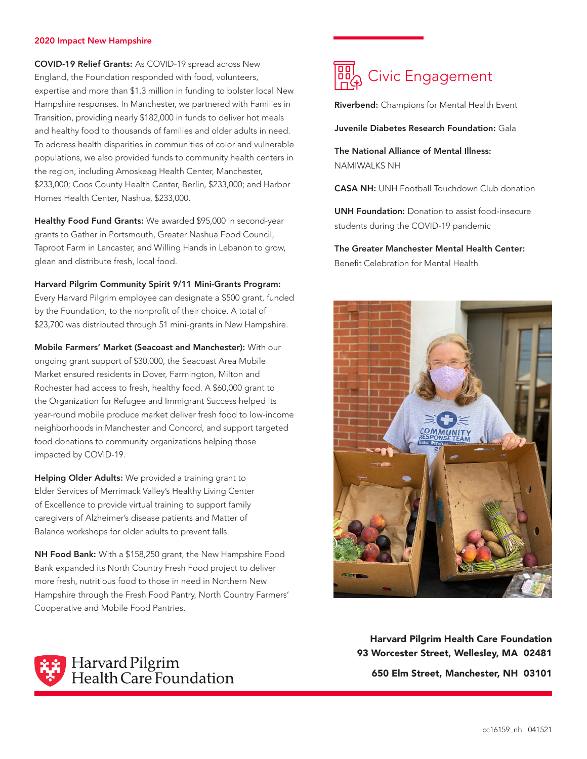## 2020 Impact New Hampshire

**COVID-19 Relief Grants:** As COVID-19 spread across New England, the Foundation responded with food, volunteers, expertise and more than $1.3 million in funding to bolster local New Hampshire responses. In Manchester, we partnered with Families in Transition, providing nearly $182,000 in funds to deliver hot meals and healthy food to thousands of families and older adults in need. To address health disparities in communities of color and vulnerable populations, we also provided funds to community health centers in the region, including Amoskeag Health Center, Manchester, $233,000; Coos County Health Center, Berlin, $233,000; and Harbor Homes Health Center, Nashua, $233,000.

**Healthy Food Fund Grants:** We awarded $95,000 in second-year grants to Gather in Portsmouth, Greater Nashua Food Council, Taproot Farm in Lancaster, and Willing Hands in Lebanon to grow, glean and distribute fresh, local food.

**Harvard Pilgrim Community Spirit 9/11 Mini-Grants Program:** Every Harvard Pilgrim employee can designate a $500 grant, funded by the Foundation, to the nonprofit of their choice. A total of $23,700 was distributed through 51 mini-grants in New Hampshire.

**Mobile Farmers' Market (Seacoast and Manchester):** With our ongoing grant support of $30,000, the Seacoast Area Mobile Market ensured residents in Dover, Farmington, Milton and Rochester had access to fresh, healthy food. A $60,000 grant to the Organization for Refugee and Immigrant Success helped its year-round mobile produce market deliver fresh food to low-income neighborhoods in Manchester and Concord, and support targeted food donations to community organizations helping those impacted by COVID-19.

**Helping Older Adults:** We provided a training grant to Elder Services of Merrimack Valley's Healthy Living Center of Excellence to provide virtual training to support family caregivers of Alzheimer's disease patients and Matter of Balance workshops for older adults to prevent falls.

**NH Food Bank:** With a $158,250 grant, the New Hampshire Food Bank expanded its North Country Fresh Food project to deliver more fresh, nutritious food to those in need in Northern New Hampshire through the Fresh Food Pantry, North Country Farmers' Cooperative and Mobile Food Pantries.

## Civic Engagement

**Riverbend:** Champions for Mental Health Event

**Juvenile Diabetes Research Foundation:** Gala

**The National Alliance of Mental Illness:** NAMIWALKS NH

**CASA NH:** UNH Football Touchdown Club donation

**UNH Foundation:** Donation to assist food-insecure students during the COVID-19 pandemic

**The Greater Manchester Mental Health Center:** Benefit Celebration for Mental Health

Harvard Pilgrim Health Care Foundation

**Harvard Pilgrim Health Care Foundation**
**93 Worcester Street, Wellesley, MA 02481**

**650 Elm Street, Manchester, NH 03101**

cc16159_nh 041521